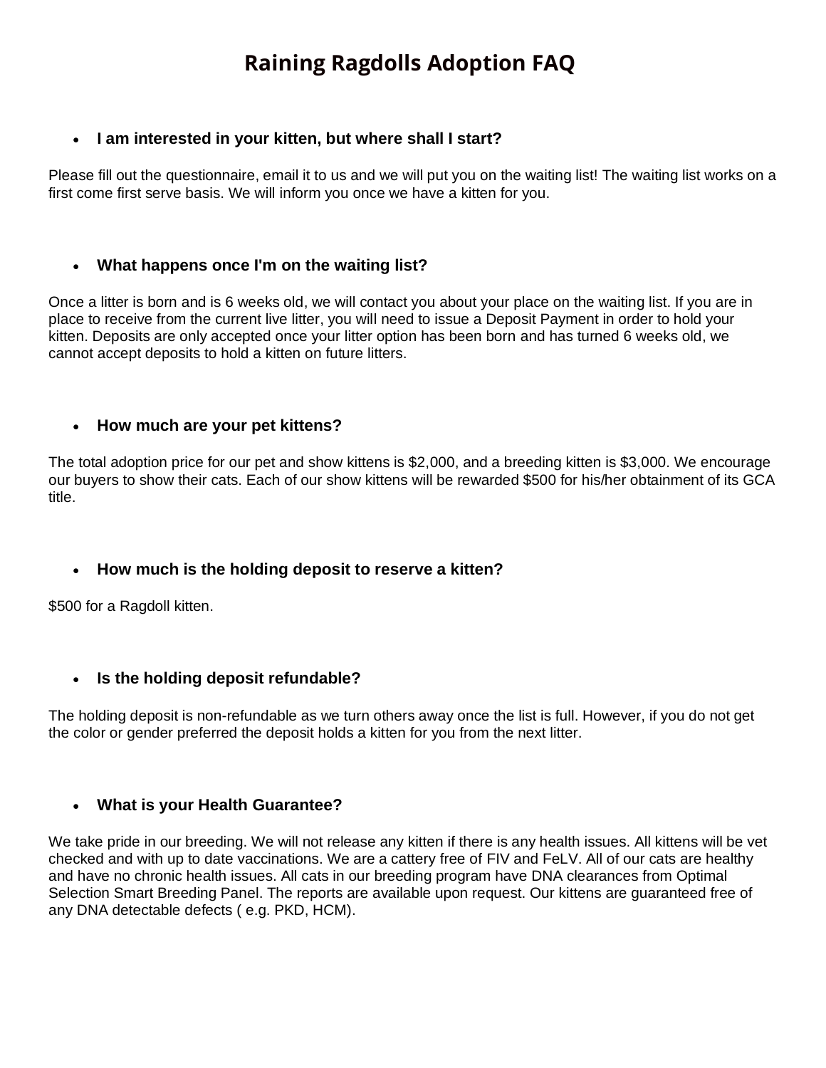# Raining Ragdolls Adoption FAQ

- **I am interested in your kitten, but where shall I start?**

Please fill out the questionnaire, email it to us and we will put you on the waiting list! The waiting list works on a first come first serve basis. We will inform you once we have a kitten for you.

- **What happens once I'm on the waiting list?**

Once a litter is born and is 6 weeks old, we will contact you about your place on the waiting list. If you are in place to receive from the current live litter, you will need to issue a Deposit Payment in order to hold your kitten. Deposits are only accepted once your litter option has been born and has turned 6 weeks old, we cannot accept deposits to hold a kitten on future litters.

- **How much are your pet kittens?**

The total adoption price for our pet and show kittens is $2,000, and a breeding kitten is $3,000. We encourage our buyers to show their cats. Each of our show kittens will be rewarded $500 for his/her obtainment of its GCA title.

- **How much is the holding deposit to reserve a kitten?**

$500 for a Ragdoll kitten.

- **Is the holding deposit refundable?**

The holding deposit is non-refundable as we turn others away once the list is full. However, if you do not get the color or gender preferred the deposit holds a kitten for you from the next litter.

- **What is your Health Guarantee?**

We take pride in our breeding. We will not release any kitten if there is any health issues. All kittens will be vet checked and with up to date vaccinations. We are a cattery free of FIV and FeLV. All of our cats are healthy and have no chronic health issues. All cats in our breeding program have DNA clearances from Optimal Selection Smart Breeding Panel. The reports are available upon request. Our kittens are guaranteed free of any DNA detectable defects ( e.g. PKD, HCM).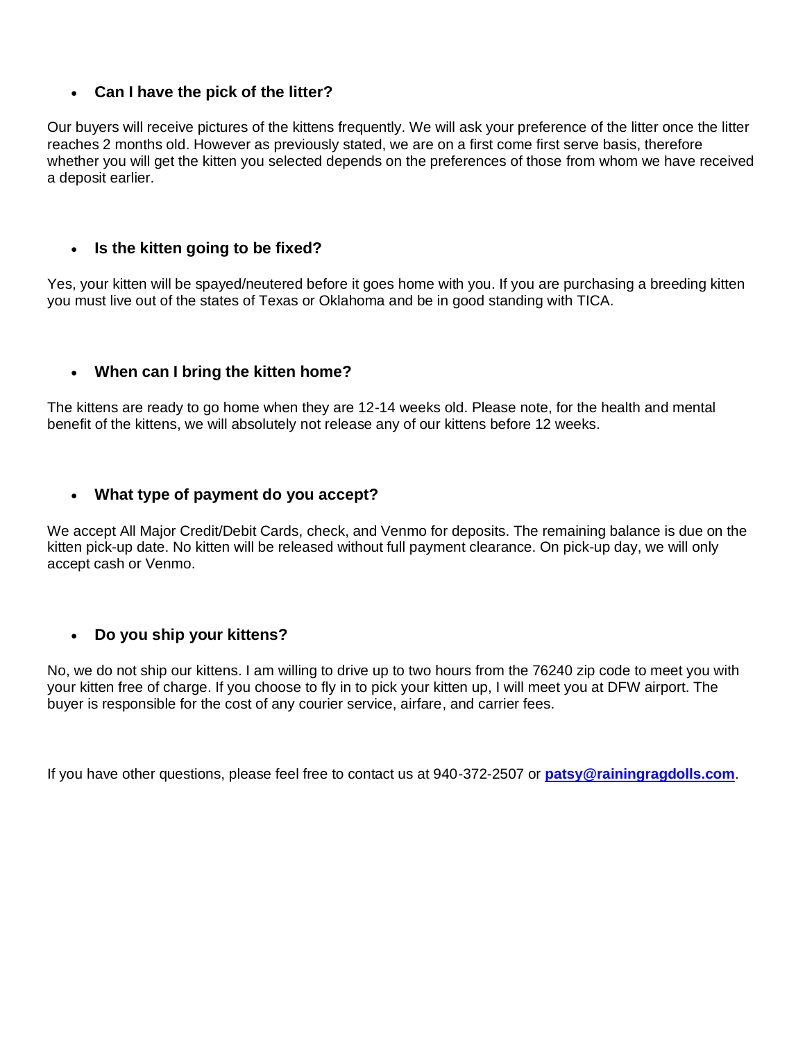- **Can I have the pick of the litter?**

Our buyers will receive pictures of the kittens frequently. We will ask your preference of the litter once the litter reaches 2 months old. However as previously stated, we are on a first come first serve basis, therefore whether you will get the kitten you selected depends on the preferences of those from whom we have received a deposit earlier.

- **Is the kitten going to be fixed?**

Yes, your kitten will be spayed/neutered before it goes home with you. If you are purchasing a breeding kitten you must live out of the states of Texas or Oklahoma and be in good standing with TICA.

- **When can I bring the kitten home?**

The kittens are ready to go home when they are 12-14 weeks old. Please note, for the health and mental benefit of the kittens, we will absolutely not release any of our kittens before 12 weeks.

- **What type of payment do you accept?**

We accept All Major Credit/Debit Cards, check, and Venmo for deposits. The remaining balance is due on the kitten pick-up date. No kitten will be released without full payment clearance. On pick-up day, we will only accept cash or Venmo.

- **Do you ship your kittens?**

No, we do not ship our kittens. I am willing to drive up to two hours from the 76240 zip code to meet you with your kitten free of charge. If you choose to fly in to pick your kitten up, I will meet you at DFW airport. The buyer is responsible for the cost of any courier service, airfare, and carrier fees.

If you have other questions, please feel free to contact us at 940-372-2507 or **patsy@rainingragdolls.com**.